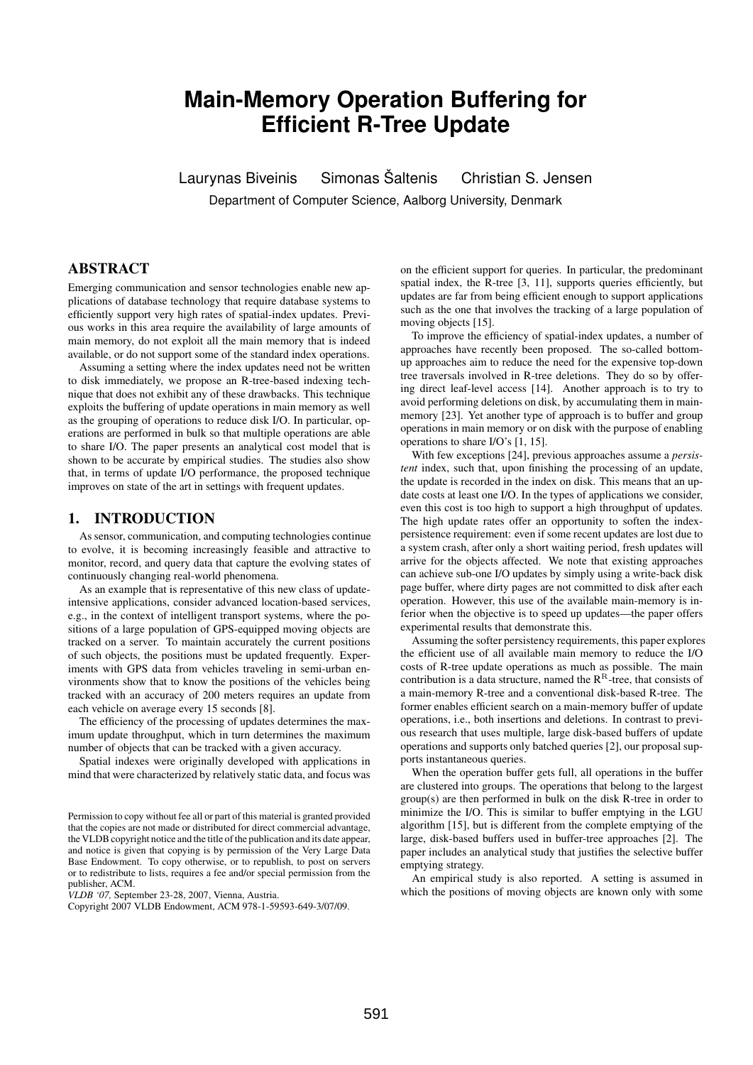# Main-Memory Operation Buffering for Efficient R-Tree Update

Laurynas Biveinis Simonas Šaltenis Christian S. Jensen

Department of Computer Science, Aalborg University, Denmark

## ABSTRACT

Emerging communication and sensor technologies enable new applications of database technology that require database systems to efficiently support very high rates of spatial-index updates. Previous works in this area require the availability of large amounts of main memory, do not exploit all the main memory that is indeed available, or do not support some of the standard index operations.

Assuming a setting where the index updates need not be written to disk immediately, we propose an R-tree-based indexing technique that does not exhibit any of these drawbacks. This technique exploits the buffering of update operations in main memory as well as the grouping of operations to reduce disk I/O. In particular, operations are performed in bulk so that multiple operations are able to share I/O. The paper presents an analytical cost model that is shown to be accurate by empirical studies. The studies also show that, in terms of update I/O performance, the proposed technique improves on state of the art in settings with frequent updates.

## 1. INTRODUCTION

As sensor, communication, and computing technologies continue to evolve, it is becoming increasingly feasible and attractive to monitor, record, and query data that capture the evolving states of continuously changing real-world phenomena.

As an example that is representative of this new class of update-intensive applications, consider advanced location-based services, e.g., in the context of intelligent transport systems, where the positions of a large population of GPS-equipped moving objects are tracked on a server. To maintain accurately the current positions of such objects, the positions must be updated frequently. Experiments with GPS data from vehicles traveling in semi-urban environments show that to know the positions of the vehicles being tracked with an accuracy of 200 meters requires an update from each vehicle on average every 15 seconds [8].

The efficiency of the processing of updates determines the maximum update throughput, which in turn determines the maximum number of objects that can be tracked with a given accuracy.

Spatial indexes were originally developed with applications in mind that were characterized by relatively static data, and focus was on the efficient support for queries. In particular, the predominant spatial index, the R-tree [3, 11], supports queries efficiently, but updates are far from being efficient enough to support applications such as the one that involves the tracking of a large population of moving objects [15].

To improve the efficiency of spatial-index updates, a number of approaches have recently been proposed. The so-called bottom-up approaches aim to reduce the need for the expensive top-down tree traversals involved in R-tree deletions. They do so by offering direct leaf-level access [14]. Another approach is to try to avoid performing deletions on disk, by accumulating them in main-memory [23]. Yet another type of approach is to buffer and group operations in main memory or on disk with the purpose of enabling operations to share I/O's [1, 15].

With few exceptions [24], previous approaches assume a *persistent* index, such that, upon finishing the processing of an update, the update is recorded in the index on disk. This means that an update costs at least one I/O. In the types of applications we consider, even this cost is too high to support a high throughput of updates. The high update rates offer an opportunity to soften the index-persistence requirement: even if some recent updates are lost due to a system crash, after only a short waiting period, fresh updates will arrive for the objects affected. We note that existing approaches can achieve sub-one I/O updates by simply using a write-back disk page buffer, where dirty pages are not committed to disk after each operation. However, this use of the available main-memory is inferior when the objective is to speed up updates—the paper offers experimental results that demonstrate this.

Assuming the softer persistency requirements, this paper explores the efficient use of all available main memory to reduce the I/O costs of R-tree update operations as much as possible. The main contribution is a data structure, named the $R^R$-tree, that consists of a main-memory R-tree and a conventional disk-based R-tree. The former enables efficient search on a main-memory buffer of update operations, i.e., both insertions and deletions. In contrast to previous research that uses multiple, large disk-based buffers of update operations and supports only batched queries [2], our proposal supports instantaneous queries.

When the operation buffer gets full, all operations in the buffer are clustered into groups. The operations that belong to the largest group(s) are then performed in bulk on the disk R-tree in order to minimize the I/O. This is similar to buffer emptying in the LGU algorithm [15], but is different from the complete emptying of the large, disk-based buffers used in buffer-tree approaches [2]. The paper includes an analytical study that justifies the selective buffer emptying strategy.

An empirical study is also reported. A setting is assumed in which the positions of moving objects are known only with some

Permission to copy without fee all or part of this material is granted provided that the copies are not made or distributed for direct commercial advantage, the VLDB copyright notice and the title of the publication and its date appear, and notice is given that copying is by permission of the Very Large Data Base Endowment. To copy otherwise, or to republish, to post on servers or to redistribute to lists, requires a fee and/or special permission from the publisher, ACM.

*VLDB '07,* September 23-28, 2007, Vienna, Austria.

Copyright 2007 VLDB Endowment, ACM 978-1-59593-649-3/07/09.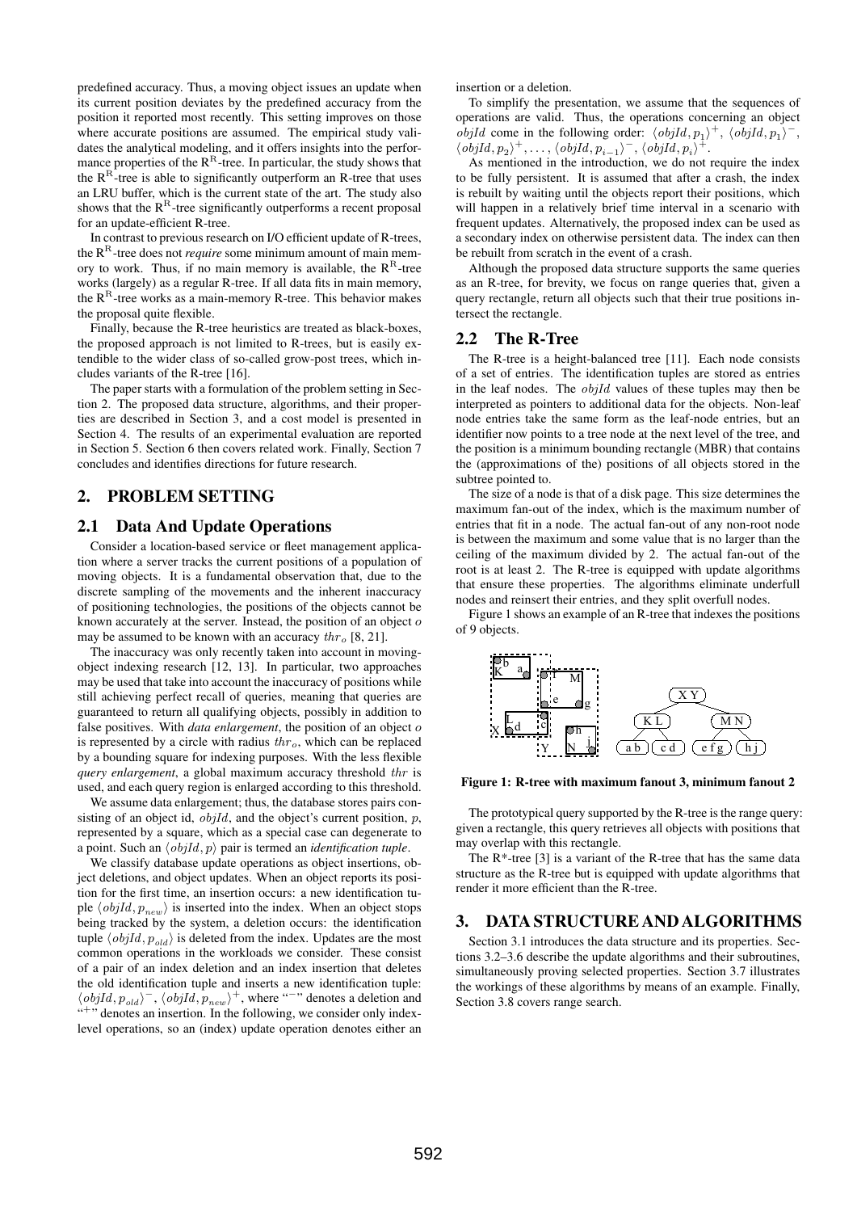predefined accuracy. Thus, a moving object issues an update when its current position deviates by the predefined accuracy from the position it reported most recently. This setting improves on those where accurate positions are assumed. The empirical study validates the analytical modeling, and it offers insights into the performance properties of the $R^R$-tree. In particular, the study shows that the $R^R$-tree is able to significantly outperform an R-tree that uses an LRU buffer, which is the current state of the art. The study also shows that the $R^R$-tree significantly outperforms a recent proposal for an update-efficient R-tree.

In contrast to previous research on I/O efficient update of R-trees, the $R^R$-tree does not *require* some minimum amount of main memory to work. Thus, if no main memory is available, the $R^R$-tree works (largely) as a regular R-tree. If all data fits in main memory, the $R^R$-tree works as a main-memory R-tree. This behavior makes the proposal quite flexible.

Finally, because the R-tree heuristics are treated as black-boxes, the proposed approach is not limited to R-trees, but is easily extendible to the wider class of so-called grow-post trees, which includes variants of the R-tree [16].

The paper starts with a formulation of the problem setting in Section 2. The proposed data structure, algorithms, and their properties are described in Section 3, and a cost model is presented in Section 4. The results of an experimental evaluation are reported in Section 5. Section 6 then covers related work. Finally, Section 7 concludes and identifies directions for future research.

# 2. PROBLEM SETTING

## 2.1 Data And Update Operations

Consider a location-based service or fleet management application where a server tracks the current positions of a population of moving objects. It is a fundamental observation that, due to the discrete sampling of the movements and the inherent inaccuracy of positioning technologies, the positions of the objects cannot be known accurately at the server. Instead, the position of an object $o$ may be assumed to be known with an accuracy $thr_o$ [8, 21].

The inaccuracy was only recently taken into account in moving-object indexing research [12, 13]. In particular, two approaches may be used that take into account the inaccuracy of positions while still achieving perfect recall of queries, meaning that queries are guaranteed to return all qualifying objects, possibly in addition to false positives. With *data enlargement*, the position of an object $o$ is represented by a circle with radius $thr_o$, which can be replaced by a bounding square for indexing purposes. With the less flexible *query enlargement*, a global maximum accuracy threshold $thr$ is used, and each query region is enlarged according to this threshold.

We assume data enlargement; thus, the database stores pairs consisting of an object id, $objId$, and the object's current position, $p$, represented by a square, which as a special case can degenerate to a point. Such an $\langle objId, p\rangle$ pair is termed an *identification tuple*.

We classify database update operations as object insertions, object deletions, and object updates. When an object reports its position for the first time, an insertion occurs: a new identification tuple $\langle objId, p_{new}\rangle$ is inserted into the index. When an object stops being tracked by the system, a deletion occurs: the identification tuple $\langle objId, p_{old}\rangle$ is deleted from the index. Updates are the most common operations in the workloads we consider. These consist of a pair of an index deletion and an index insertion that deletes the old identification tuple and inserts a new identification tuple: $\langle objId, p_{old}\rangle^-$, $\langle objId, p_{new}\rangle^+$, where "$^-$" denotes a deletion and "$^+$" denotes an insertion. In the following, we consider only index-level operations, so an (index) update operation denotes either an insertion or a deletion.

To simplify the presentation, we assume that the sequences of operations are valid. Thus, the operations concerning an object $objId$ come in the following order: $\langle objId, p_1\rangle^+$, $\langle objId, p_1\rangle^-$, $\langle objId, p_2\rangle^+, \ldots, \langle objId, p_{i-1}\rangle^-$, $\langle objId, p_i\rangle^+$.

As mentioned in the introduction, we do not require the index to be fully persistent. It is assumed that after a crash, the index is rebuilt by waiting until the objects report their positions, which will happen in a relatively brief time interval in a scenario with frequent updates. Alternatively, the proposed index can be used as a secondary index on otherwise persistent data. The index can then be rebuilt from scratch in the event of a crash.

Although the proposed data structure supports the same queries as an R-tree, for brevity, we focus on range queries that, given a query rectangle, return all objects such that their true positions intersect the rectangle.

## 2.2 The R-Tree

The R-tree is a height-balanced tree [11]. Each node consists of a set of entries. The identification tuples are stored as entries in the leaf nodes. The $objId$ values of these tuples may then be interpreted as pointers to additional data for the objects. Non-leaf node entries take the same form as the leaf-node entries, but an identifier now points to a tree node at the next level of the tree, and the position is a minimum bounding rectangle (MBR) that contains the (approximations of the) positions of all objects stored in the subtree pointed to.

The size of a node is that of a disk page. This size determines the maximum fan-out of the index, which is the maximum number of entries that fit in a node. The actual fan-out of any non-root node is between the maximum and some value that is no larger than the ceiling of the maximum divided by 2. The actual fan-out of the root is at least 2. The R-tree is equipped with update algorithms that ensure these properties. The algorithms eliminate underfull nodes and reinsert their entries, and they split overfull nodes.

Figure 1 shows an example of an R-tree that indexes the positions of 9 objects.

**Figure 1: R-tree with maximum fanout 3, minimum fanout 2**

The prototypical query supported by the R-tree is the range query: given a rectangle, this query retrieves all objects with positions that may overlap with this rectangle.

The R*-tree [3] is a variant of the R-tree that has the same data structure as the R-tree but is equipped with update algorithms that render it more efficient than the R-tree.

# 3. DATA STRUCTURE AND ALGORITHMS

Section 3.1 introduces the data structure and its properties. Sections 3.2–3.6 describe the update algorithms and their subroutines, simultaneously proving selected properties. Section 3.7 illustrates the workings of these algorithms by means of an example. Finally, Section 3.8 covers range search.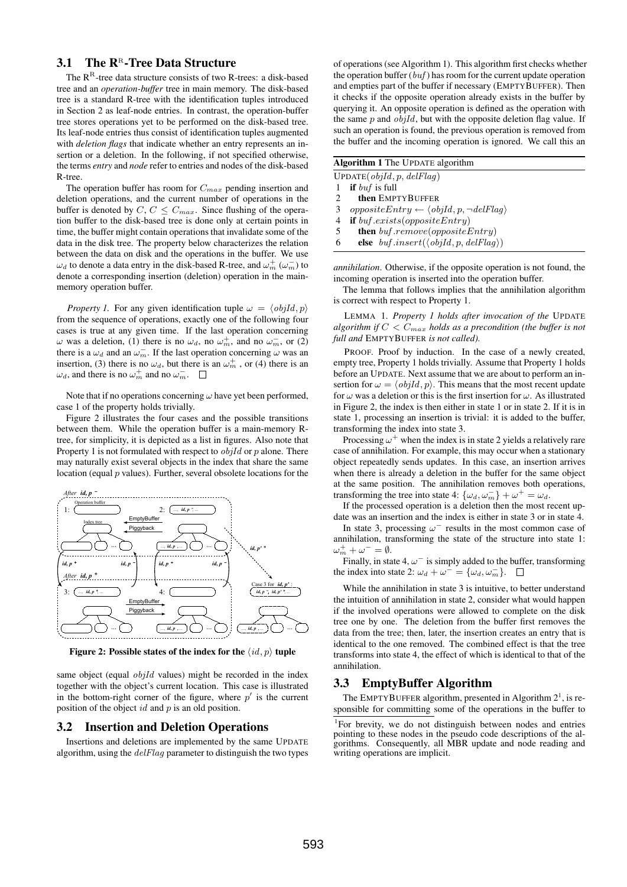### 3.1 The R$^{R}$-Tree Data Structure

The R$^{R}$-tree data structure consists of two R-trees: a disk-based tree and an *operation-buffer* tree in main memory. The disk-based tree is a standard R-tree with the identification tuples introduced in Section 2 as leaf-node entries. In contrast, the operation-buffer tree stores operations yet to be performed on the disk-based tree. Its leaf-node entries thus consist of identification tuples augmented with *deletion flags* that indicate whether an entry represents an insertion or a deletion. In the following, if not specified otherwise, the terms *entry* and *node* refer to entries and nodes of the disk-based R-tree.

The operation buffer has room for $C_{max}$ pending insertion and deletion operations, and the current number of operations in the buffer is denoted by $C$, $C \leq C_{max}$. Since flushing of the operation buffer to the disk-based tree is done only at certain points in time, the buffer might contain operations that invalidate some of the data in the disk tree. The property below characterizes the relation between the data on disk and the operations in the buffer. We use $\omega_d$ to denote a data entry in the disk-based R-tree, and $\omega_m^+$ ($\omega_m^-$) to denote a corresponding insertion (deletion) operation in the main-memory operation buffer.

*Property 1.* For any given identification tuple $\omega = \langle objId, p \rangle$ from the sequence of operations, exactly one of the following four cases is true at any given time. If the last operation concerning $\omega$ was a deletion, (1) there is no $\omega_d$, no $\omega_m^+$, and no $\omega_m^-$, or (2) there is a $\omega_d$ and an $\omega_m^-$. If the last operation concerning $\omega$ was an insertion, (3) there is no $\omega_d$, but there is an $\omega_m^+$, or (4) there is an $\omega_d$, and there is no $\omega_m^+$ and no $\omega_m^-$. □

Note that if no operations concerning $\omega$ have yet been performed, case 1 of the property holds trivially.

Figure 2 illustrates the four cases and the possible transitions between them. While the operation buffer is a main-memory R-tree, for simplicity, it is depicted as a list in figures. Also note that Property 1 is not formulated with respect to $objId$ or $p$ alone. There may naturally exist several objects in the index that share the same location (equal $p$ values). Further, several obsolete locations for the same object (equal $objId$ values) might be recorded in the index together with the object's current location. This case is illustrated in the bottom-right corner of the figure, where $p'$ is the current position of the object $id$ and $p$ is an old position.

**Figure 2: Possible states of the index for the $\langle id, p \rangle$ tuple**

### 3.2 Insertion and Deletion Operations

Insertions and deletions are implemented by the same UPDATE algorithm, using the $delFlag$ parameter to distinguish the two types of operations (see Algorithm 1). This algorithm first checks whether the operation buffer ($buf$) has room for the current update operation and empties part of the buffer if necessary (EMPTYBUFFER). Then it checks if the opposite operation already exists in the buffer by querying it. An opposite operation is defined as the operation with the same $p$ and $objId$, but with the opposite deletion flag value. If such an operation is found, the previous operation is removed from the buffer and the incoming operation is ignored. We call this an *annihilation*. Otherwise, if the opposite operation is not found, the incoming operation is inserted into the operation buffer.

**Algorithm 1** The UPDATE algorithm

```
UPDATE(objId, p, delFlag)
1  if buf is full
2     then EMPTYBUFFER
3  oppositeEntry ← ⟨objId, p, ¬delFlag⟩
4  if buf.exists(oppositeEntry)
5     then buf.remove(oppositeEntry)
6     else buf.insert(⟨objId, p, delFlag⟩)
```

The lemma that follows implies that the annihilation algorithm is correct with respect to Property 1.

LEMMA 1. *Property 1 holds after invocation of the* UPDATE *algorithm if $C < C_{max}$ holds as a precondition (the buffer is not full and* EMPTYBUFFER *is not called).*

PROOF. Proof by induction. In the case of a newly created, empty tree, Property 1 holds trivially. Assume that Property 1 holds before an UPDATE. Next assume that we are about to perform an insertion for $\omega = \langle objId, p \rangle$. This means that the most recent update for $\omega$ was a deletion or this is the first insertion for $\omega$. As illustrated in Figure 2, the index is then either in state 1 or in state 2. If it is in state 1, processing an insertion is trivial: it is added to the buffer, transforming the index into state 3.

Processing $\omega^+$ when the index is in state 2 yields a relatively rare case of annihilation. For example, this may occur when a stationary object repeatedly sends updates. In this case, an insertion arrives when there is already a deletion in the buffer for the same object at the same position. The annihilation removes both operations, transforming the tree into state 4: $\{\omega_d, \omega_m^-\} + \omega^+ = \omega_d$.

If the processed operation is a deletion then the most recent update was an insertion and the index is either in state 3 or in state 4.

In state 3, processing $\omega^-$ results in the most common case of annihilation, transforming the state of the structure into state 1: $\omega_m^+ + \omega^- = \emptyset$.

Finally, in state 4, $\omega^-$ is simply added to the buffer, transforming the index into state 2: $\omega_d + \omega^- = \{\omega_d, \omega_m^-\}$. □

While the annihilation in state 3 is intuitive, to better understand the intuition of annihilation in state 2, consider what would happen if the involved operations were allowed to complete on the disk tree one by one. The deletion from the buffer first removes the data from the tree; then, later, the insertion creates an entry that is identical to the one removed. The combined effect is that the tree transforms into state 4, the effect of which is identical to that of the annihilation.

### 3.3 EmptyBuffer Algorithm

The EMPTYBUFFER algorithm, presented in Algorithm 2[1], is responsible for committing some of the operations in the buffer to

[1]For brevity, we do not distinguish between nodes and entries pointing to these nodes in the pseudo code descriptions of the algorithms. Consequently, all MBR update and node reading and writing operations are implicit.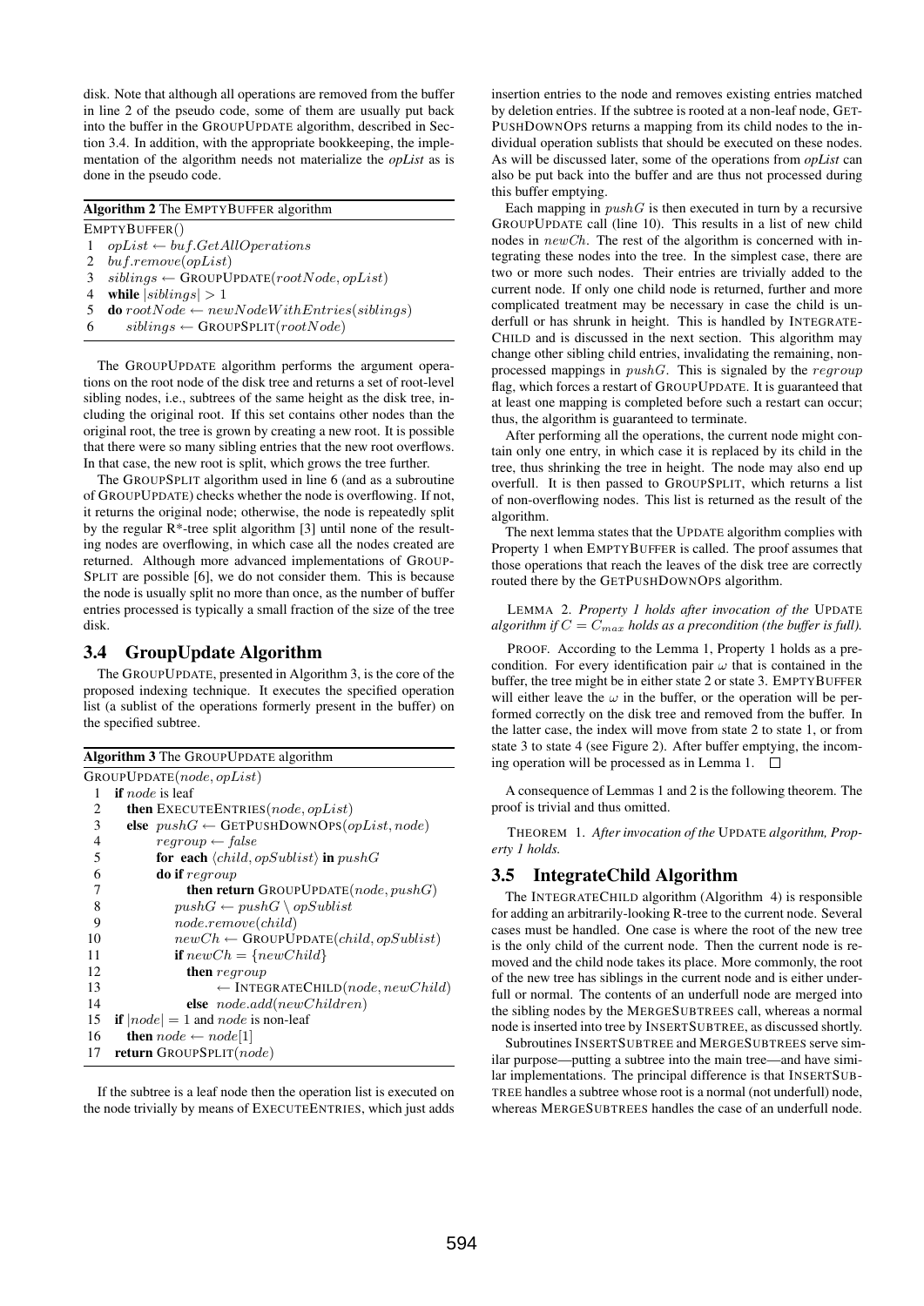disk. Note that although all operations are removed from the buffer in line 2 of the pseudo code, some of them are usually put back into the buffer in the GROUPUPDATE algorithm, described in Section 3.4. In addition, with the appropriate bookkeeping, the implementation of the algorithm needs not materialize the *opList* as is done in the pseudo code.

**Algorithm 2** The EMPTYBUFFER algorithm

```
EMPTYBUFFER()
1  opList ← buf.GetAllOperations
2  buf.remove(opList)
3  siblings ← GROUPUPDATE(rootNode, opList)
4  while |siblings| > 1
5  do rootNode ← newNodeWithEntries(siblings)
6     siblings ← GROUPSPLIT(rootNode)
```

The GROUPUPDATE algorithm performs the argument operations on the root node of the disk tree and returns a set of root-level sibling nodes, i.e., subtrees of the same height as the disk tree, including the original root. If this set contains other nodes than the original root, the tree is grown by creating a new root. It is possible that there were so many sibling entries that the new root overflows. In that case, the new root is split, which grows the tree further.

The GROUPSPLIT algorithm used in line 6 (and as a subroutine of GROUPUPDATE) checks whether the node is overflowing. If not, it returns the original node; otherwise, the node is repeatedly split by the regular R*-tree split algorithm [3] until none of the resulting nodes are overflowing, in which case all the nodes created are returned. Although more advanced implementations of GROUPSPLIT are possible [6], we do not consider them. This is because the node is usually split no more than once, as the number of buffer entries processed is typically a small fraction of the size of the tree disk.

## 3.4 GroupUpdate Algorithm

The GROUPUPDATE, presented in Algorithm 3, is the core of the proposed indexing technique. It executes the specified operation list (a sublist of the operations formerly present in the buffer) on the specified subtree.

**Algorithm 3** The GROUPUPDATE algorithm

```
GROUPUPDATE(node, opList)
 1  if node is leaf
 2     then EXECUTEENTRIES(node, opList)
 3     else pushG ← GETPUSHDOWNOPS(opList, node)
 4          regroup ← false
 5          for each ⟨child, opSublist⟩ in pushG
 6          do if regroup
 7                then return GROUPUPDATE(node, pushG)
 8             pushG ← pushG \ opSublist
 9             node.remove(child)
10             newCh ← GROUPUPDATE(child, opSublist)
11             if newCh = {newChild}
12                then regroup
13                     ← INTEGRATECHILD(node, newChild)
14                else node.add(newChildren)
15  if |node| = 1 and node is non-leaf
16     then node ← node[1]
17  return GROUPSPLIT(node)
```

If the subtree is a leaf node then the operation list is executed on the node trivially by means of EXECUTEENTRIES, which just adds insertion entries to the node and removes existing entries matched by deletion entries. If the subtree is rooted at a non-leaf node, GETPUSHDOWNOPS returns a mapping from its child nodes to the individual operation sublists that should be executed on these nodes. As will be discussed later, some of the operations from *opList* can also be put back into the buffer and are thus not processed during this buffer emptying.

Each mapping in $pushG$ is then executed in turn by a recursive GROUPUPDATE call (line 10). This results in a list of new child nodes in $newCh$. The rest of the algorithm is concerned with integrating these nodes into the tree. In the simplest case, there are two or more such nodes. Their entries are trivially added to the current node. If only one child node is returned, further and more complicated treatment may be necessary in case the child is underfull or has shrunk in height. This is handled by INTEGRATECHILD and is discussed in the next section. This algorithm may change other sibling child entries, invalidating the remaining, non-processed mappings in $pushG$. This is signaled by the $regroup$ flag, which forces a restart of GROUPUPDATE. It is guaranteed that at least one mapping is completed before such a restart can occur; thus, the algorithm is guaranteed to terminate.

After performing all the operations, the current node might contain only one entry, in which case it is replaced by its child in the tree, thus shrinking the tree in height. The node may also end up overfull. It is then passed to GROUPSPLIT, which returns a list of non-overflowing nodes. This list is returned as the result of the algorithm.

The next lemma states that the UPDATE algorithm complies with Property 1 when EMPTYBUFFER is called. The proof assumes that those operations that reach the leaves of the disk tree are correctly routed there by the GETPUSHDOWNOPS algorithm.

LEMMA 2. *Property 1 holds after invocation of the* UPDATE *algorithm if $C = C_{max}$ holds as a precondition (the buffer is full).*

PROOF. According to the Lemma 1, Property 1 holds as a precondition. For every identification pair $\omega$ that is contained in the buffer, the tree might be in either state 2 or state 3. EMPTYBUFFER will either leave the $\omega$ in the buffer, or the operation will be performed correctly on the disk tree and removed from the buffer. In the latter case, the index will move from state 2 to state 1, or from state 3 to state 4 (see Figure 2). After buffer emptying, the incoming operation will be processed as in Lemma 1. □

A consequence of Lemmas 1 and 2 is the following theorem. The proof is trivial and thus omitted.

THEOREM 1. *After invocation of the* UPDATE *algorithm, Property 1 holds.*

## 3.5 IntegrateChild Algorithm

The INTEGRATECHILD algorithm (Algorithm 4) is responsible for adding an arbitrarily-looking R-tree to the current node. Several cases must be handled. One case is where the root of the new tree is the only child of the current node. Then the current node is removed and the child node takes its place. More commonly, the root of the new tree has siblings in the current node and is either underfull or normal. The contents of an underfull node are merged into the sibling nodes by the MERGESUBTREES call, whereas a normal node is inserted into tree by INSERTSUBTREE, as discussed shortly.

Subroutines INSERTSUBTREE and MERGESUBTREES serve similar purpose—putting a subtree into the main tree—and have similar implementations. The principal difference is that INSERTSUBTREE handles a subtree whose root is a normal (not underfull) node, whereas MERGESUBTREES handles the case of an underfull node.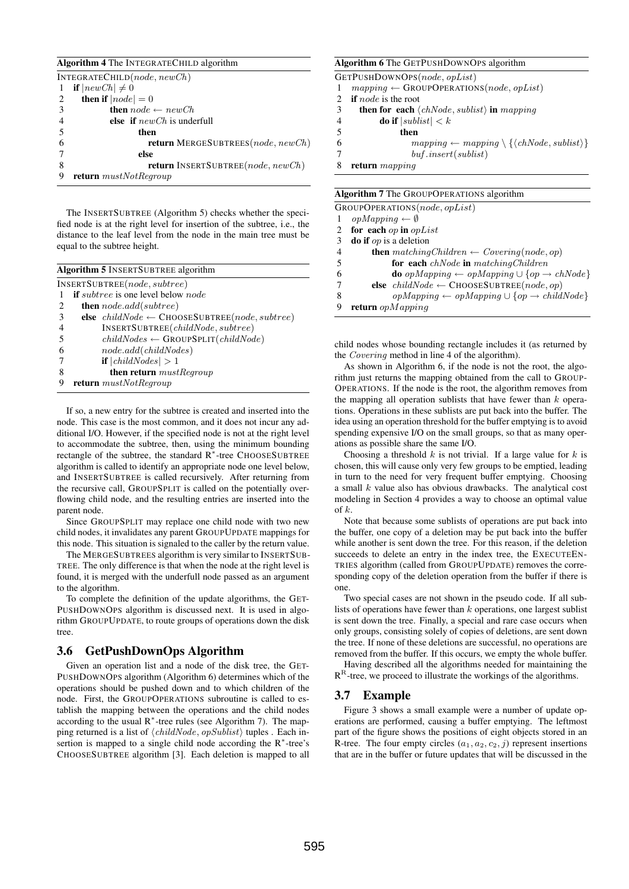**Algorithm 4** The INTEGRATECHILD algorithm

```
INTEGRATECHILD(node, newCh)
1  if |newCh| ≠ 0
2     then if |node| = 0
3          then node ← newCh
4          else if newCh is underfull
5               then
6                  return MERGESUBTREES(node, newCh)
7               else
8                  return INSERTSUBTREE(node, newCh)
9  return mustNotRegroup
```

The INSERTSUBTREE (Algorithm 5) checks whether the specified node is at the right level for insertion of the subtree, i.e., the distance to the leaf level from the node in the main tree must be equal to the subtree height.

**Algorithm 5** INSERTSUBTREE algorithm

```
INSERTSUBTREE(node, subtree)
1  if subtree is one level below node
2     then node.add(subtree)
3     else childNode ← CHOOSESUBTREE(node, subtree)
4          INSERTSUBTREE(childNode, subtree)
5          childNodes ← GROUPSPLIT(childNode)
6          node.add(childNodes)
7          if |childNodes| > 1
8             then return mustRegroup
9  return mustNotRegroup
```

If so, a new entry for the subtree is created and inserted into the node. This case is the most common, and it does not incur any additional I/O. However, if the specified node is not at the right level to accommodate the subtree, then, using the minimum bounding rectangle of the subtree, the standard R*-tree CHOOSESUBTREE algorithm is called to identify an appropriate node one level below, and INSERTSUBTREE is called recursively. After returning from the recursive call, GROUPSPLIT is called on the potentially overflowing child node, and the resulting entries are inserted into the parent node.

Since GROUPSPLIT may replace one child node with two new child nodes, it invalidates any parent GROUPUPDATE mappings for this node. This situation is signaled to the caller by the return value.

The MERGESUBTREES algorithm is very similar to INSERTSUBTREE. The only difference is that when the node at the right level is found, it is merged with the underfull node passed as an argument to the algorithm.

To complete the definition of the update algorithms, the GETPUSHDOWNOPS algorithm is discussed next. It is used in algorithm GROUPUPDATE, to route groups of operations down the disk tree.

### 3.6 GetPushDownOps Algorithm

Given an operation list and a node of the disk tree, the GETPUSHDOWNOPS algorithm (Algorithm 6) determines which of the operations should be pushed down and to which children of the node. First, the GROUPOPERATIONS subroutine is called to establish the mapping between the operations and the child nodes according to the usual R*-tree rules (see Algorithm 7). The mapping returned is a list of $\langle childNode, opSublist\rangle$ tuples . Each insertion is mapped to a single child node according the R*-tree's CHOOSESUBTREE algorithm [3]. Each deletion is mapped to all child nodes whose bounding rectangle includes it (as returned by the $Covering$ method in line 4 of the algorithm).

**Algorithm 6** The GETPUSHDOWNOPS algorithm

```
GETPUSHDOWNOPS(node, opList)
1  mapping ← GROUPOPERATIONS(node, opList)
2  if node is the root
3     then for each ⟨chNode, sublist⟩ in mapping
4          do if |sublist| < k
5               then
6                  mapping ← mapping \ {⟨chNode, sublist⟩}
7                  buf.insert(sublist)
8  return mapping
```

**Algorithm 7** The GROUPOPERATIONS algorithm

```
GROUPOPERATIONS(node, opList)
1  opMapping ← ∅
2  for each op in opList
3  do if op is a deletion
4        then matchingChildren ← Covering(node, op)
5             for each chNode in matchingChildren
6             do opMapping ← opMapping ∪ {op → chNode}
7        else childNode ← CHOOSESUBTREE(node, op)
8             opMapping ← opMapping ∪ {op → childNode}
9  return opMapping
```

As shown in Algorithm 6, if the node is not the root, the algorithm just returns the mapping obtained from the call to GROUPOPERATIONS. If the node is the root, the algorithm removes from the mapping all operation sublists that have fewer than $k$ operations. Operations in these sublists are put back into the buffer. The idea using an operation threshold for the buffer emptying is to avoid spending expensive I/O on the small groups, so that as many operations as possible share the same I/O.

Choosing a threshold $k$ is not trivial. If a large value for $k$ is chosen, this will cause only very few groups to be emptied, leading in turn to the need for very frequent buffer emptying. Choosing a small $k$ value also has obvious drawbacks. The analytical cost modeling in Section 4 provides a way to choose an optimal value of $k$.

Note that because some sublists of operations are put back into the buffer, one copy of a deletion may be put back into the buffer while another is sent down the tree. For this reason, if the deletion succeeds to delete an entry in the index tree, the EXECUTEENTRIES algorithm (called from GROUPUPDATE) removes the corresponding copy of the deletion operation from the buffer if there is one.

Two special cases are not shown in the pseudo code. If all sublists of operations have fewer than $k$ operations, one largest sublist is sent down the tree. Finally, a special and rare case occurs when only groups, consisting solely of copies of deletions, are sent down the tree. If none of these deletions are successful, no operations are removed from the buffer. If this occurs, we empty the whole buffer.

Having described all the algorithms needed for maintaining the $\text{R}^\text{R}$-tree, we proceed to illustrate the workings of the algorithms.

### 3.7 Example

Figure 3 shows a small example were a number of update operations are performed, causing a buffer emptying. The leftmost part of the figure shows the positions of eight objects stored in an R-tree. The four empty circles ($a_1, a_2, c_2, j$) represent insertions that are in the buffer or future updates that will be discussed in the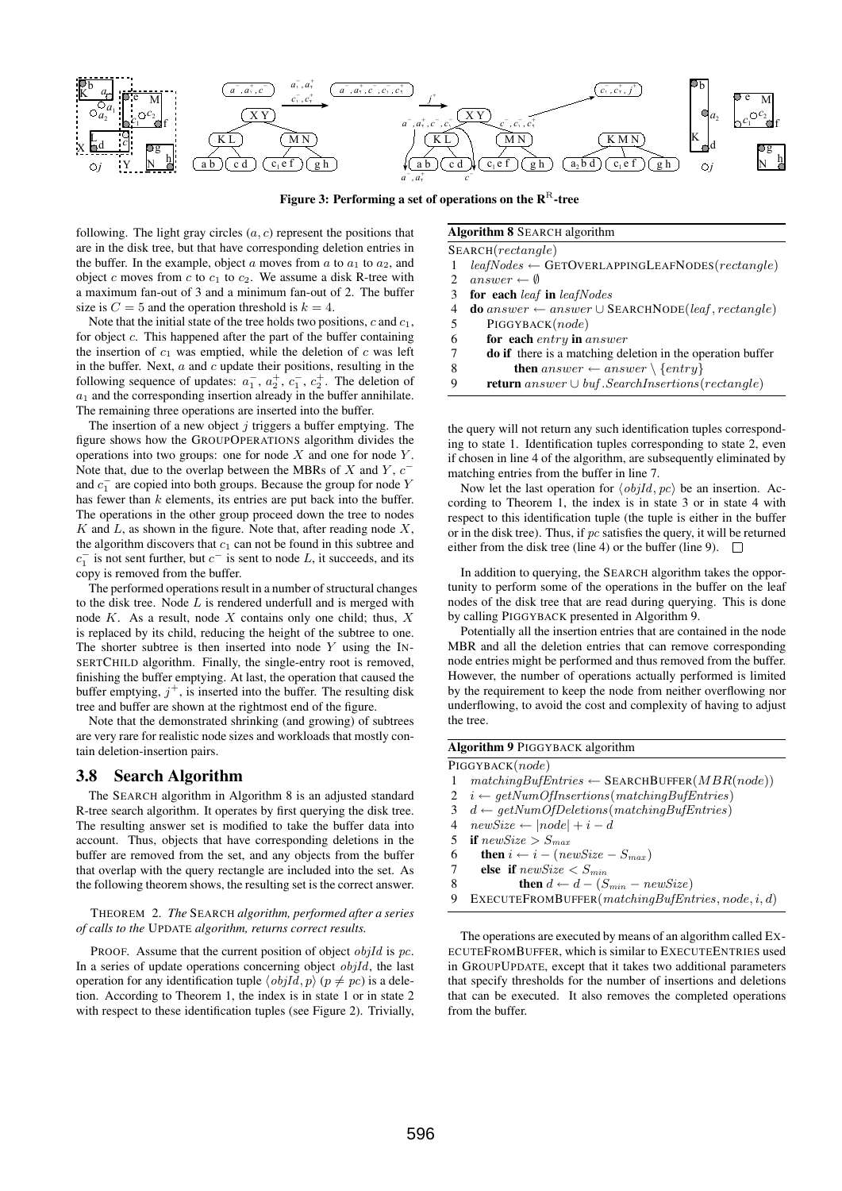**Figure 3: Performing a set of operations on the $R^R$-tree**

following. The light gray circles $(a, c)$ represent the positions that are in the disk tree, but that have corresponding deletion entries in the buffer. In the example, object $a$ moves from $a$ to $a_1$ to $a_2$, and object $c$ moves from $c$ to $c_1$ to $c_2$. We assume a disk R-tree with a maximum fan-out of 3 and a minimum fan-out of 2. The buffer size is $C = 5$ and the operation threshold is $k = 4$.

Note that the initial state of the tree holds two positions, $c$ and $c_1$, for object $c$. This happened after the part of the buffer containing the insertion of $c_1$ was emptied, while the deletion of $c$ was left in the buffer. Next, $a$ and $c$ update their positions, resulting in the following sequence of updates: $a_1^-$, $a_2^+$, $c_1^-$, $c_2^+$. The deletion of $a_1$ and the corresponding insertion already in the buffer annihilate. The remaining three operations are inserted into the buffer.

The insertion of a new object $j$ triggers a buffer emptying. The figure shows how the GROUPOPERATIONS algorithm divides the operations into two groups: one for node $X$ and one for node $Y$. Note that, due to the overlap between the MBRs of $X$ and $Y$, $c^-$ and $c_1^-$ are copied into both groups. Because the group for node $Y$ has fewer than $k$ elements, its entries are put back into the buffer. The operations in the other group proceed down the tree to nodes $K$ and $L$, as shown in the figure. Note that, after reading node $X$, the algorithm discovers that $c_1$ can not be found in this subtree and $c_1^-$ is not sent further, but $c^-$ is sent to node $L$, it succeeds, and its copy is removed from the buffer.

The performed operations result in a number of structural changes to the disk tree. Node $L$ is rendered underfull and is merged with node $K$. As a result, node $X$ contains only one child; thus, $X$ is replaced by its child, reducing the height of the subtree to one. The shorter subtree is then inserted into node $Y$ using the INSERTCHILD algorithm. Finally, the single-entry root is removed, finishing the buffer emptying. At last, the operation that caused the buffer emptying, $j^+$, is inserted into the buffer. The resulting disk tree and buffer are shown at the rightmost end of the figure.

Note that the demonstrated shrinking (and growing) of subtrees are very rare for realistic node sizes and workloads that mostly contain deletion-insertion pairs.

## 3.8 Search Algorithm

The SEARCH algorithm in Algorithm 8 is an adjusted standard R-tree search algorithm. It operates by first querying the disk tree. The resulting answer set is modified to take the buffer data into account. Thus, objects that have corresponding deletions in the buffer are removed from the set, and any objects from the buffer that overlap with the query rectangle are included into the set. As the following theorem shows, the resulting set is the correct answer.

THEOREM 2. *The* SEARCH *algorithm, performed after a series of calls to the* UPDATE *algorithm, returns correct results.*

PROOF. Assume that the current position of object $objId$ is $pc$. In a series of update operations concerning object $objId$, the last operation for any identification tuple $\langle objId, p\rangle$ $(p \neq pc)$ is a deletion. According to Theorem 1, the index is in state 1 or in state 2 with respect to these identification tuples (see Figure 2). Trivially, the query will not return any such identification tuples corresponding to state 1. Identification tuples corresponding to state 2, even if chosen in line 4 of the algorithm, are subsequently eliminated by matching entries from the buffer in line 7.

Now let the last operation for $\langle objId, pc\rangle$ be an insertion. According to Theorem 1, the index is in state 3 or in state 4 with respect to this identification tuple (the tuple is either in the buffer or in the disk tree). Thus, if $pc$ satisfies the query, it will be returned either from the disk tree (line 4) or the buffer (line 9). □

**Algorithm 8** SEARCH algorithm

```
SEARCH(rectangle)
1  leafNodes ← GETOVERLAPPINGLEAFNODES(rectangle)
2  answer ← ∅
3  for each leaf in leafNodes
4  do answer ← answer ∪ SEARCHNODE(leaf, rectangle)
5      PIGGYBACK(node)
6      for each entry in answer
7      do if there is a matching deletion in the operation buffer
8            then answer ← answer \ {entry}
9      return answer ∪ buf.SearchInsertions(rectangle)
```

In addition to querying, the SEARCH algorithm takes the opportunity to perform some of the operations in the buffer on the leaf nodes of the disk tree that are read during querying. This is done by calling PIGGYBACK presented in Algorithm 9.

Potentially all the insertion entries that are contained in the node MBR and all the deletion entries that can remove corresponding node entries might be performed and thus removed from the buffer. However, the number of operations actually performed is limited by the requirement to keep the node from neither overflowing nor underflowing, to avoid the cost and complexity of having to adjust the tree.

**Algorithm 9** PIGGYBACK algorithm

```
PIGGYBACK(node)
1  matchingBufEntries ← SEARCHBUFFER(MBR(node))
2  i ← getNumOfInsertions(matchingBufEntries)
3  d ← getNumOfDeletions(matchingBufEntries)
4  newSize ← |node| + i − d
5  if newSize > S_max
6     then i ← i − (newSize − S_max)
7     else if newSize < S_min
8           then d ← d − (S_min − newSize)
9  EXECUTEFROMBUFFER(matchingBufEntries, node, i, d)
```

The operations are executed by means of an algorithm called EXECUTEFROMBUFFER, which is similar to EXECUTEENTRIES used in GROUPUPDATE, except that it takes two additional parameters that specify thresholds for the number of insertions and deletions that can be executed. It also removes the completed operations from the buffer.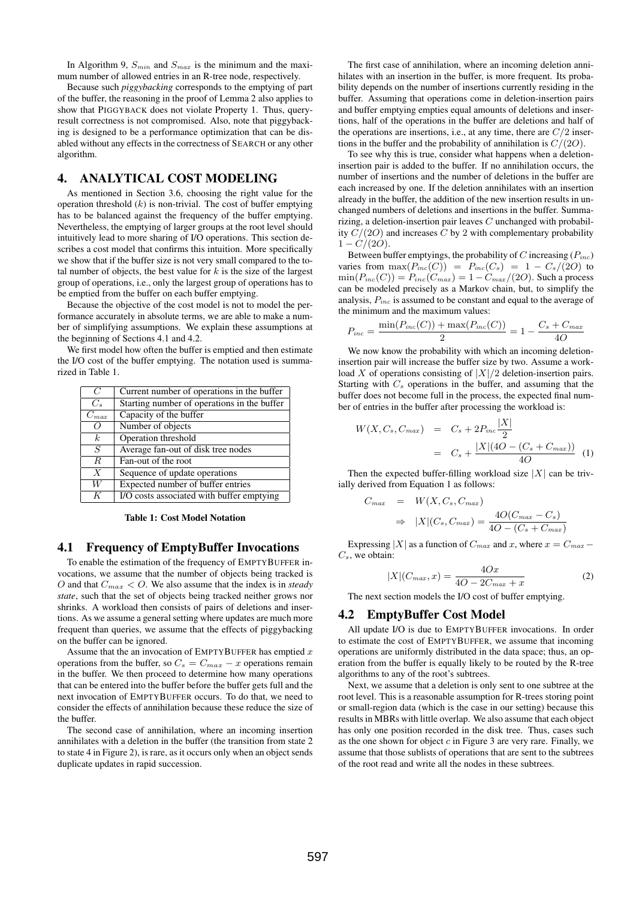In Algorithm 9, $S_{min}$ and $S_{max}$ is the minimum and the maximum number of allowed entries in an R-tree node, respectively.

Because such *piggybacking* corresponds to the emptying of part of the buffer, the reasoning in the proof of Lemma 2 also applies to show that PIGGYBACK does not violate Property 1. Thus, query-result correctness is not compromised. Also, note that piggybacking is designed to be a performance optimization that can be disabled without any effects in the correctness of SEARCH or any other algorithm.

## 4. ANALYTICAL COST MODELING

As mentioned in Section 3.6, choosing the right value for the operation threshold ($k$) is non-trivial. The cost of buffer emptying has to be balanced against the frequency of the buffer emptying. Nevertheless, the emptying of larger groups at the root level should intuitively lead to more sharing of I/O operations. This section describes a cost model that confirms this intuition. More specifically we show that if the buffer size is not very small compared to the total number of objects, the best value for $k$ is the size of the largest group of operations, i.e., only the largest group of operations has to be emptied from the buffer on each buffer emptying.

Because the objective of the cost model is not to model the performance accurately in absolute terms, we are able to make a number of simplifying assumptions. We explain these assumptions at the beginning of Sections 4.1 and 4.2.

We first model how often the buffer is emptied and then estimate the I/O cost of the buffer emptying. The notation used is summarized in Table 1.

| | |
|---|---|
| $C$ | Current number of operations in the buffer |
| $C_s$ | Starting number of operations in the buffer |
| $C_{max}$ | Capacity of the buffer |
| $O$ | Number of objects |
| $k$ | Operation threshold |
| $S$ | Average fan-out of disk tree nodes |
| $R$ | Fan-out of the root |
| $X$ | Sequence of update operations |
| $W$ | Expected number of buffer entries |
| $K$ | I/O costs associated with buffer emptying |

**Table 1: Cost Model Notation**

### 4.1 Frequency of EmptyBuffer Invocations

To enable the estimation of the frequency of EMPTYBUFFER invocations, we assume that the number of objects being tracked is $O$ and that $C_{max} < O$. We also assume that the index is in *steady state*, such that the set of objects being tracked neither grows nor shrinks. A workload then consists of pairs of deletions and insertions. As we assume a general setting where updates are much more frequent than queries, we assume that the effects of piggybacking on the buffer can be ignored.

Assume that the an invocation of EMPTYBUFFER has emptied $x$ operations from the buffer, so $C_s = C_{max} - x$ operations remain in the buffer. We then proceed to determine how many operations that can be entered into the buffer before the buffer gets full and the next invocation of EMPTYBUFFER occurs. To do that, we need to consider the effects of annihilation because these reduce the size of the buffer.

The second case of annihilation, where an incoming insertion annihilates with a deletion in the buffer (the transition from state 2 to state 4 in Figure 2), is rare, as it occurs only when an object sends duplicate updates in rapid succession.

The first case of annihilation, where an incoming deletion annihilates with an insertion in the buffer, is more frequent. Its probability depends on the number of insertions currently residing in the buffer. Assuming that operations come in deletion-insertion pairs and buffer emptying empties equal amounts of deletions and insertions, half of the operations in the buffer are deletions and half of the operations are insertions, i.e., at any time, there are $C/2$ insertions in the buffer and the probability of annihilation is $C/(2O)$.

To see why this is true, consider what happens when a deletion-insertion pair is added to the buffer. If no annihilation occurs, the number of insertions and the number of deletions in the buffer are each increased by one. If the deletion annihilates with an insertion already in the buffer, the addition of the new insertion results in unchanged numbers of deletions and insertions in the buffer. Summarizing, a deletion-insertion pair leaves $C$ unchanged with probability $C/(2O)$ and increases $C$ by 2 with complementary probability $1 - C/(2O)$.

Between buffer emptyings, the probability of $C$ increasing ($P_{inc}$) varies from $\max(P_{inc}(C)) = P_{inc}(C_s) = 1 - C_s/(2O)$ to $\min(P_{inc}(C)) = P_{inc}(C_{max}) = 1 - C_{max}/(2O)$. Such a process can be modeled precisely as a Markov chain, but, to simplify the analysis, $P_{inc}$ is assumed to be constant and equal to the average of the minimum and the maximum values:

$$P_{inc} = \frac{\min(P_{inc}(C)) + \max(P_{inc}(C))}{2} = 1 - \frac{C_s + C_{max}}{4O}$$

We now know the probability with which an incoming deletion-insertion pair will increase the buffer size by two. Assume a workload $X$ of operations consisting of $|X|/2$ deletion-insertion pairs. Starting with $C_s$ operations in the buffer, and assuming that the buffer does not become full in the process, the expected final number of entries in the buffer after processing the workload is:

$$\begin{aligned} W(X, C_s, C_{max}) &= C_s + 2P_{inc}\frac{|X|}{2} \\ &= C_s + \frac{|X|(4O - (C_s + C_{max}))}{4O} \end{aligned} \quad (1)$$

Then the expected buffer-filling workload size $|X|$ can be trivially derived from Equation 1 as follows:

$$\begin{aligned} C_{max} &= W(X, C_s, C_{max}) \\ &\Rightarrow \quad |X|(C_s, C_{max}) = \frac{4O(C_{max} - C_s)}{4O - (C_s + C_{max})} \end{aligned}$$

Expressing $|X|$ as a function of $C_{max}$ and $x$, where $x = C_{max} - C_s$, we obtain:

$$|X|(C_{max}, x) = \frac{4Ox}{4O - 2C_{max} + x} \quad (2)$$

The next section models the I/O cost of buffer emptying.

### 4.2 EmptyBuffer Cost Model

All update I/O is due to EMPTYBUFFER invocations. In order to estimate the cost of EMPTYBUFFER, we assume that incoming operations are uniformly distributed in the data space; thus, an operation from the buffer is equally likely to be routed by the R-tree algorithms to any of the root's subtrees.

Next, we assume that a deletion is only sent to one subtree at the root level. This is a reasonable assumption for R-trees storing point or small-region data (which is the case in our setting) because this results in MBRs with little overlap. We also assume that each object has only one position recorded in the disk tree. Thus, cases such as the one shown for object $c$ in Figure 3 are very rare. Finally, we assume that those sublists of operations that are sent to the subtrees of the root read and write all the nodes in these subtrees.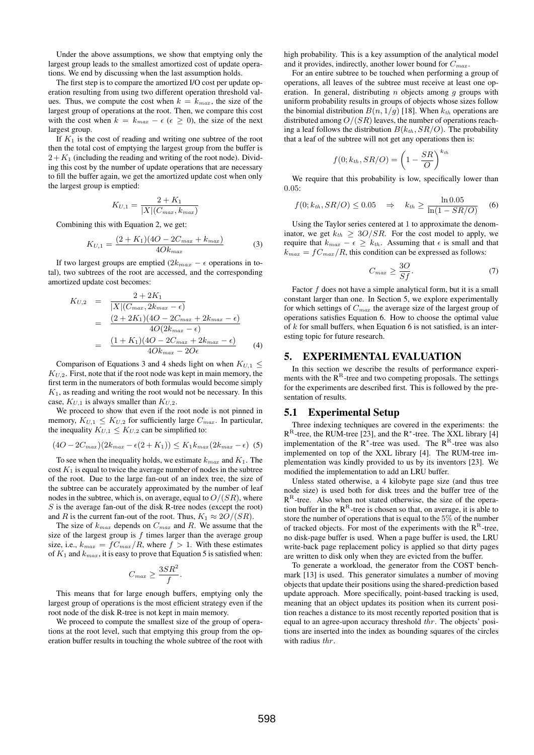Under the above assumptions, we show that emptying only the largest group leads to the smallest amortized cost of update operations. We end by discussing when the last assumption holds.

The first step is to compare the amortized I/O cost per update operation resulting from using two different operation threshold values. Thus, we compute the cost when $k = k_{max}$, the size of the largest group of operations at the root. Then, we compare this cost with the cost when $k = k_{max} - \epsilon$ ($\epsilon \geq 0$), the size of the next largest group.

If $K_1$ is the cost of reading and writing one subtree of the root then the total cost of emptying the largest group from the buffer is $2 + K_1$ (including the reading and writing of the root node). Dividing this cost by the number of update operations that are necessary to fill the buffer again, we get the amortized update cost when only the largest group is emptied:

$$K_{U,1} = \frac{2 + K_1}{|X|(C_{max}, k_{max})}$$

Combining this with Equation 2, we get:

$$K_{U,1} = \frac{(2 + K_1)(4O - 2C_{max} + k_{max})}{4Ok_{max}} \quad (3)$$

If two largest groups are emptied ($2k_{max} - \epsilon$ operations in total), two subtrees of the root are accessed, and the corresponding amortized update cost becomes:

$$\begin{aligned} K_{U,2} &= \frac{2 + 2K_1}{|X|(C_{max}, 2k_{max} - \epsilon)} \\ &= \frac{(2 + 2K_1)(4O - 2C_{max} + 2k_{max} - \epsilon)}{4O(2k_{max} - \epsilon)} \\ &= \frac{(1 + K_1)(4O - 2C_{max} + 2k_{max} - \epsilon)}{4Ok_{max} - 2O\epsilon} \end{aligned} \quad (4)$$

Comparison of Equations 3 and 4 sheds light on when $K_{U,1} \leq K_{U,2}$. First, note that if the root node was kept in main memory, the first term in the numerators of both formulas would become simply $K_1$, as reading and writing the root would not be necessary. In this case, $K_{U,1}$ is always smaller than $K_{U,2}$.

We proceed to show that even if the root node is not pinned in memory, $K_{U,1} \leq K_{U,2}$ for sufficiently large $C_{max}$. In particular, the inequality $K_{U,1} \leq K_{U,2}$ can be simplified to:

$$(4O - 2C_{max})(2k_{max} - \epsilon(2 + K_1)) \leq K_1 k_{max}(2k_{max} - \epsilon) \quad (5)$$

To see when the inequality holds, we estimate $k_{max}$ and $K_1$. The cost $K_1$ is equal to twice the average number of nodes in the subtree of the root. Due to the large fan-out of an index tree, the size of the subtree can be accurately approximated by the number of leaf nodes in the subtree, which is, on average, equal to $O/(SR)$, where $S$ is the average fan-out of the disk R-tree nodes (except the root) and $R$ is the current fan-out of the root. Thus, $K_1 \approx 2O/(SR)$.

The size of $k_{max}$ depends on $C_{max}$ and $R$. We assume that the size of the largest group is $f$ times larger than the average group size, i.e., $k_{max} = fC_{max}/R$, where $f > 1$. With these estimates of $K_1$ and $k_{max}$, it is easy to prove that Equation 5 is satisfied when:

$$C_{max} \geq \frac{3SR^2}{f}.$$

This means that for large enough buffers, emptying only the largest group of operations is the most efficient strategy even if the root node of the disk R-tree is not kept in main memory.

We proceed to compute the smallest size of the group of operations at the root level, such that emptying this group from the operation buffer results in touching the whole subtree of the root with high probability. This is a key assumption of the analytical model and it provides, indirectly, another lower bound for $C_{max}$.

For an entire subtree to be touched when performing a group of operations, all leaves of the subtree must receive at least one operation. In general, distributing $n$ objects among $g$ groups with uniform probability results in groups of objects whose sizes follow the binomial distribution $B(n, 1/g)$ [18]. When $k_{th}$ operations are distributed among $O/(SR)$ leaves, the number of operations reaching a leaf follows the distribution $B(k_{th}, SR/O)$. The probability that a leaf of the subtree will not get any operations then is:

$$f(0; k_{th}, SR/O) = \left(1 - \frac{SR}{O}\right)^{k_{th}}$$

We require that this probability is low, specifically lower than 0.05:

$$f(0; k_{th}, SR/O) \leq 0.05 \quad \Rightarrow \quad k_{th} \geq \frac{\ln 0.05}{\ln(1 - SR/O)} \quad (6)$$

Using the Taylor series centered at 1 to approximate the denominator, we get $k_{th} \geq 3O/SR$. For the cost model to apply, we require that $k_{max} - \epsilon \geq k_{th}$. Assuming that $\epsilon$ is small and that $k_{max} = fC_{max}/R$, this condition can be expressed as follows:

$$C_{max} \geq \frac{3O}{Sf}. \quad (7)$$

Factor $f$ does not have a simple analytical form, but it is a small constant larger than one. In Section 5, we explore experimentally for which settings of $C_{max}$ the average size of the largest group of operations satisfies Equation 6. How to choose the optimal value of $k$ for small buffers, when Equation 6 is not satisfied, is an interesting topic for future research.

## 5. EXPERIMENTAL EVALUATION

In this section we describe the results of performance experiments with the $\mathrm{R^R}$-tree and two competing proposals. The settings for the experiments are described first. This is followed by the presentation of results.

### 5.1 Experimental Setup

Three indexing techniques are covered in the experiments: the $\mathrm{R^R}$-tree, the RUM-tree [23], and the $\mathrm{R^*}$-tree. The XXL library [4] implementation of the $\mathrm{R^*}$-tree was used. The $\mathrm{R^R}$-tree was also implemented on top of the XXL library [4]. The RUM-tree implementation was kindly provided to us by its inventors [23]. We modified the implementation to add an LRU buffer.

Unless stated otherwise, a 4 kilobyte page size (and thus tree node size) is used both for disk trees and the buffer tree of the $\mathrm{R^R}$-tree. Also when not stated otherwise, the size of the operation buffer in the $\mathrm{R^R}$-tree is chosen so that, on average, it is able to store the number of operations that is equal to the 5% of the number of tracked objects. For most of the experiments with the $\mathrm{R^R}$-tree, no disk-page buffer is used. When a page buffer is used, the LRU write-back page replacement policy is applied so that dirty pages are written to disk only when they are evicted from the buffer.

To generate a workload, the generator from the COST benchmark [13] is used. This generator simulates a number of moving objects that update their positions using the shared-prediction based update approach. More specifically, point-based tracking is used, meaning that an object updates its position when its current position reaches a distance to its most recently reported position that is equal to an agree-upon accuracy threshold $thr$. The objects' positions are inserted into the index as bounding squares of the circles with radius $thr$.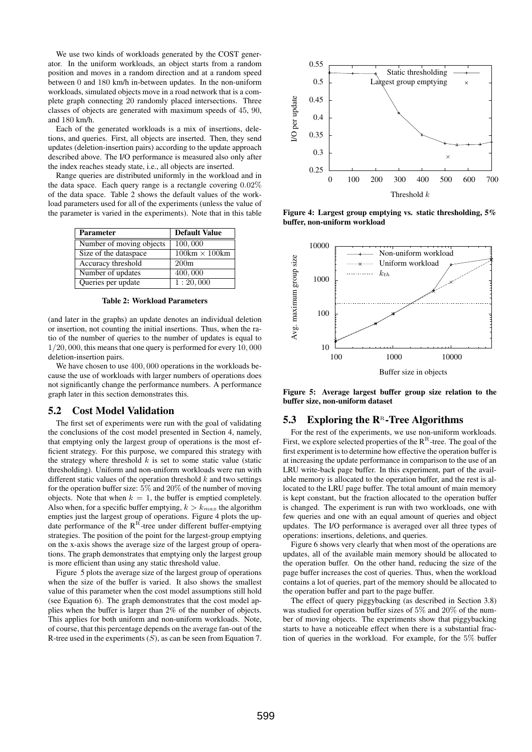We use two kinds of workloads generated by the COST generator. In the uniform workloads, an object starts from a random position and moves in a random direction and at a random speed between 0 and 180 km/h in-between updates. In the non-uniform workloads, simulated objects move in a road network that is a complete graph connecting 20 randomly placed intersections. Three classes of objects are generated with maximum speeds of 45, 90, and 180 km/h.

Each of the generated workloads is a mix of insertions, deletions, and queries. First, all objects are inserted. Then, they send updates (deletion-insertion pairs) according to the update approach described above. The I/O performance is measured also only after the index reaches steady state, i.e., all objects are inserted.

Range queries are distributed uniformly in the workload and in the data space. Each query range is a rectangle covering $0.02\%$ of the data space. Table 2 shows the default values of the workload parameters used for all of the experiments (unless the value of the parameter is varied in the experiments). Note that in this table

| Parameter | Default Value |
|---|---|
| Number of moving objects | $100,000$ |
| Size of the dataspace | $100\text{km} \times 100\text{km}$ |
| Accuracy threshold | 200m |
| Number of updates | $400,000$ |
| Queries per update | $1 : 20,000$ |

**Table 2: Workload Parameters**

(and later in the graphs) an update denotes an individual deletion or insertion, not counting the initial insertions. Thus, when the ratio of the number of queries to the number of updates is equal to $1/20,000$, this means that one query is performed for every $10,000$ deletion-insertion pairs.

We have chosen to use $400,000$ operations in the workloads because the use of workloads with larger numbers of operations does not significantly change the performance numbers. A performance graph later in this section demonstrates this.

## 5.2 Cost Model Validation

The first set of experiments were run with the goal of validating the conclusions of the cost model presented in Section 4, namely, that emptying only the largest group of operations is the most efficient strategy. For this purpose, we compared this strategy with the strategy where threshold $k$ is set to some static value (static thresholding). Uniform and non-uniform workloads were run with different static values of the operation threshold $k$ and two settings for the operation buffer size: $5\%$ and $20\%$ of the number of moving objects. Note that when $k = 1$, the buffer is emptied completely. Also when, for a specific buffer emptying, $k > k_{max}$ the algorithm empties just the largest group of operations. Figure 4 plots the update performance of the $\text{R}^{\text{R}}$-tree under different buffer-emptying strategies. The position of the point for the largest-group emptying on the x-axis shows the average size of the largest group of operations. The graph demonstrates that emptying only the largest group is more efficient than using any static threshold value.

Figure 5 plots the average size of the largest group of operations when the size of the buffer is varied. It also shows the smallest value of this parameter when the cost model assumptions still hold (see Equation 6). The graph demonstrates that the cost model applies when the buffer is larger than 2% of the number of objects. This applies for both uniform and non-uniform workloads. Note, of course, that this percentage depends on the average fan-out of the R-tree used in the experiments ($S$), as can be seen from Equation 7.

**Figure 4: Largest group emptying vs. static thresholding, 5% buffer, non-uniform workload**

**Figure 5: Average largest buffer group size relation to the buffer size, non-uniform dataset**

## 5.3 Exploring the $\text{R}^{\text{R}}$-Tree Algorithms

For the rest of the experiments, we use non-uniform workloads. First, we explore selected properties of the $\text{R}^{\text{R}}$-tree. The goal of the first experiment is to determine how effective the operation buffer is at increasing the update performance in comparison to the use of an LRU write-back page buffer. In this experiment, part of the available memory is allocated to the operation buffer, and the rest is allocated to the LRU page buffer. The total amount of main memory is kept constant, but the fraction allocated to the operation buffer is changed. The experiment is run with two workloads, one with few queries and one with an equal amount of queries and object updates. The I/O performance is averaged over all three types of operations: insertions, deletions, and queries.

Figure 6 shows very clearly that when most of the operations are updates, all of the available main memory should be allocated to the operation buffer. On the other hand, reducing the size of the page buffer increases the cost of queries. Thus, when the workload contains a lot of queries, part of the memory should be allocated to the operation buffer and part to the page buffer.

The effect of query piggybacking (as described in Section 3.8) was studied for operation buffer sizes of $5\%$ and $20\%$ of the number of moving objects. The experiments show that piggybacking starts to have a noticeable effect when there is a substantial fraction of queries in the workload. For example, for the $5\%$ buffer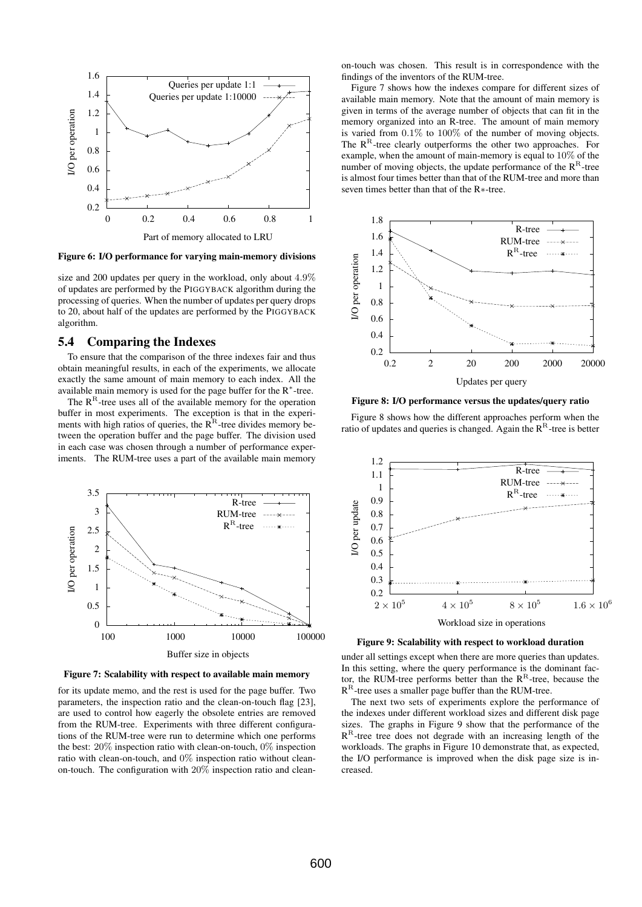Figure 6: I/O performance for varying main-memory divisions

size and 200 updates per query in the workload, only about 4.9% of updates are performed by the PIGGYBACK algorithm during the processing of queries. When the number of updates per query drops to 20, about half of the updates are performed by the PIGGYBACK algorithm.

## 5.4 Comparing the Indexes

To ensure that the comparison of the three indexes fair and thus obtain meaningful results, in each of the experiments, we allocate exactly the same amount of main memory to each index. All the available main memory is used for the page buffer for the $R^*$-tree.

The $R^R$-tree uses all of the available memory for the operation buffer in most experiments. The exception is that in the experiments with high ratios of queries, the $R^R$-tree divides memory between the operation buffer and the page buffer. The division used in each case was chosen through a number of performance experiments. The RUM-tree uses a part of the available main memory for its update memo, and the rest is used for the page buffer. Two parameters, the inspection ratio and the clean-on-touch flag [23], are used to control how eagerly the obsolete entries are removed from the RUM-tree. Experiments with three different configurations of the RUM-tree were run to determine which one performs the best: 20% inspection ratio with clean-on-touch, 0% inspection ratio with clean-on-touch, and 0% inspection ratio without clean-on-touch. The configuration with 20% inspection ratio and clean-on-touch was chosen. This result is in correspondence with the findings of the inventors of the RUM-tree.

Figure 7: Scalability with respect to available main memory

Figure 7 shows how the indexes compare for different sizes of available main memory. Note that the amount of main memory is given in terms of the average number of objects that can fit in the memory organized into an R-tree. The amount of main memory is varied from 0.1% to 100% of the number of moving objects. The $R^R$-tree clearly outperforms the other two approaches. For example, when the amount of main-memory is equal to 10% of the number of moving objects, the update performance of the $R^R$-tree is almost four times better than that of the RUM-tree and more than seven times better than that of the R∗-tree.

Figure 8: I/O performance versus the updates/query ratio

Figure 8 shows how the different approaches perform when the ratio of updates and queries is changed. Again the $R^R$-tree is better under all settings except when there are more queries than updates. In this setting, where the query performance is the dominant factor, the RUM-tree performs better than the $R^R$-tree, because the $R^R$-tree uses a smaller page buffer than the RUM-tree.

Figure 9: Scalability with respect to workload duration

The next two sets of experiments explore the performance of the indexes under different workload sizes and different disk page sizes. The graphs in Figure 9 show that the performance of the $R^R$-tree tree does not degrade with an increasing length of the workloads. The graphs in Figure 10 demonstrate that, as expected, the I/O performance is improved when the disk page size is increased.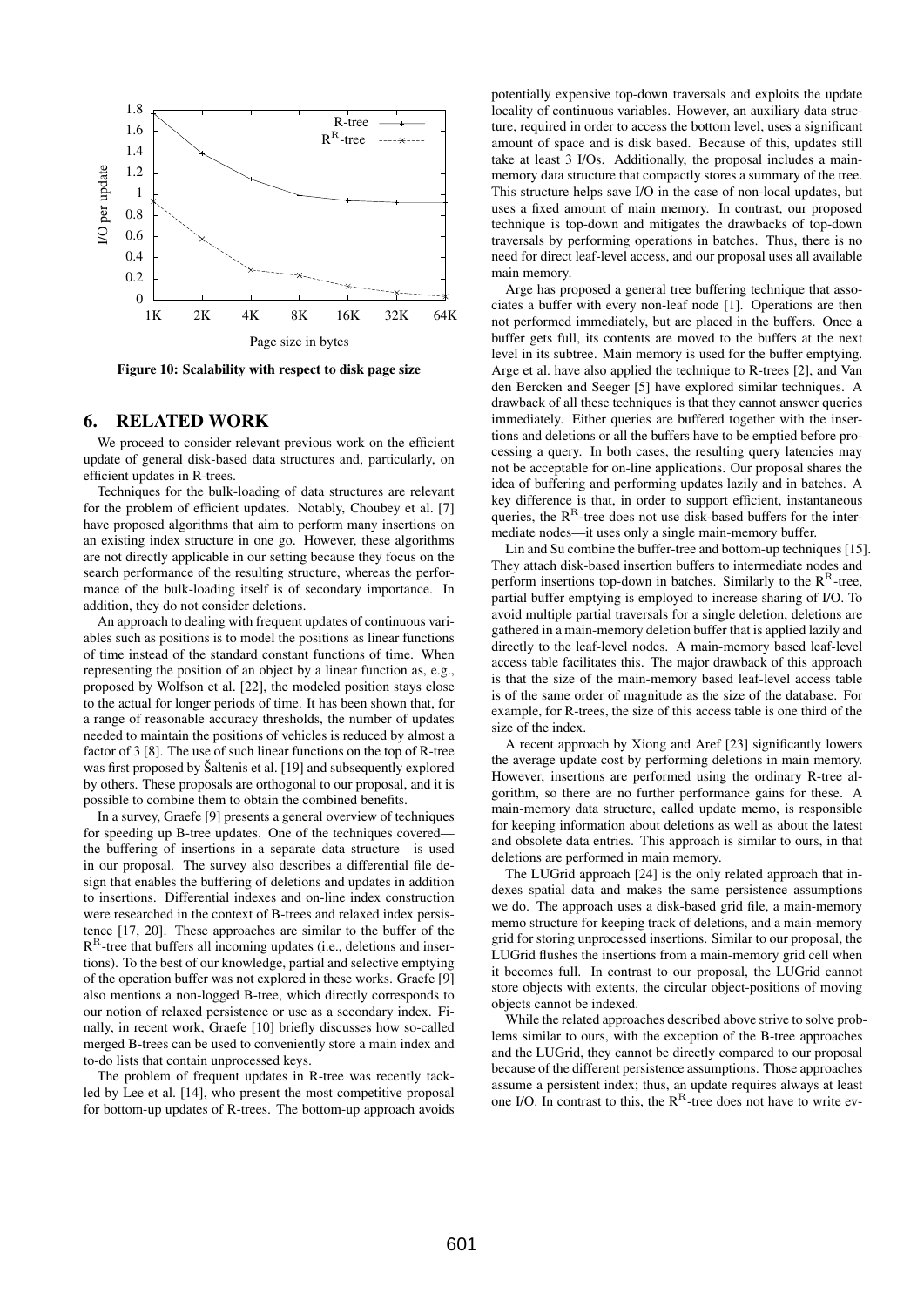Figure 10: Scalability with respect to disk page size

## 6. RELATED WORK

We proceed to consider relevant previous work on the efficient update of general disk-based data structures and, particularly, on efficient updates in R-trees.

Techniques for the bulk-loading of data structures are relevant for the problem of efficient updates. Notably, Choubey et al. [7] have proposed algorithms that aim to perform many insertions on an existing index structure in one go. However, these algorithms are not directly applicable in our setting because they focus on the search performance of the resulting structure, whereas the performance of the bulk-loading itself is of secondary importance. In addition, they do not consider deletions.

An approach to dealing with frequent updates of continuous variables such as positions is to model the positions as linear functions of time instead of the standard constant functions of time. When representing the position of an object by a linear function as, e.g., proposed by Wolfson et al. [22], the modeled position stays close to the actual for longer periods of time. It has been shown that, for a range of reasonable accuracy thresholds, the number of updates needed to maintain the positions of vehicles is reduced by almost a factor of 3 [8]. The use of such linear functions on the top of R-tree was first proposed by Šaltenis et al. [19] and subsequently explored by others. These proposals are orthogonal to our proposal, and it is possible to combine them to obtain the combined benefits.

In a survey, Graefe [9] presents a general overview of techniques for speeding up B-tree updates. One of the techniques covered—the buffering of insertions in a separate data structure—is used in our proposal. The survey also describes a differential file design that enables the buffering of deletions and updates in addition to insertions. Differential indexes and on-line index construction were researched in the context of B-trees and relaxed index persistence [17, 20]. These approaches are similar to the buffer of the $R^R$-tree that buffers all incoming updates (i.e., deletions and insertions). To the best of our knowledge, partial and selective emptying of the operation buffer was not explored in these works. Graefe [9] also mentions a non-logged B-tree, which directly corresponds to our notion of relaxed persistence or use as a secondary index. Finally, in recent work, Graefe [10] briefly discusses how so-called merged B-trees can be used to conveniently store a main index and to-do lists that contain unprocessed keys.

The problem of frequent updates in R-tree was recently tackled by Lee et al. [14], who present the most competitive proposal for bottom-up updates of R-trees. The bottom-up approach avoids potentially expensive top-down traversals and exploits the update locality of continuous variables. However, an auxiliary data structure, required in order to access the bottom level, uses a significant amount of space and is disk based. Because of this, updates still take at least 3 I/Os. Additionally, the proposal includes a main-memory data structure that compactly stores a summary of the tree. This structure helps save I/O in the case of non-local updates, but uses a fixed amount of main memory. In contrast, our proposed technique is top-down and mitigates the drawbacks of top-down traversals by performing operations in batches. Thus, there is no need for direct leaf-level access, and our proposal uses all available main memory.

Arge has proposed a general tree buffering technique that associates a buffer with every non-leaf node [1]. Operations are then not performed immediately, but are placed in the buffers. Once a buffer gets full, its contents are moved to the buffers at the next level in its subtree. Main memory is used for the buffer emptying. Arge et al. have also applied the technique to R-trees [2], and Van den Bercken and Seeger [5] have explored similar techniques. A drawback of all these techniques is that they cannot answer queries immediately. Either queries are buffered together with the insertions and deletions or all the buffers have to be emptied before processing a query. In both cases, the resulting query latencies may not be acceptable for on-line applications. Our proposal shares the idea of buffering and performing updates lazily and in batches. A key difference is that, in order to support efficient, instantaneous queries, the $R^R$-tree does not use disk-based buffers for the intermediate nodes—it uses only a single main-memory buffer.

Lin and Su combine the buffer-tree and bottom-up techniques [15]. They attach disk-based insertion buffers to intermediate nodes and perform insertions top-down in batches. Similarly to the $R^R$-tree, partial buffer emptying is employed to increase sharing of I/O. To avoid multiple partial traversals for a single deletion, deletions are gathered in a main-memory deletion buffer that is applied lazily and directly to the leaf-level nodes. A main-memory based leaf-level access table facilitates this. The major drawback of this approach is that the size of the main-memory based leaf-level access table is of the same order of magnitude as the size of the database. For example, for R-trees, the size of this access table is one third of the size of the index.

A recent approach by Xiong and Aref [23] significantly lowers the average update cost by performing deletions in main memory. However, insertions are performed using the ordinary R-tree algorithm, so there are no further performance gains for these. A main-memory data structure, called update memo, is responsible for keeping information about deletions as well as about the latest and obsolete data entries. This approach is similar to ours, in that deletions are performed in main memory.

The LUGrid approach [24] is the only related approach that indexes spatial data and makes the same persistence assumptions we do. The approach uses a disk-based grid file, a main-memory memo structure for keeping track of deletions, and a main-memory grid for storing unprocessed insertions. Similar to our proposal, the LUGrid flushes the insertions from a main-memory grid cell when it becomes full. In contrast to our proposal, the LUGrid cannot store objects with extents, the circular object-positions of moving objects cannot be indexed.

While the related approaches described above strive to solve problems similar to ours, with the exception of the B-tree approaches and the LUGrid, they cannot be directly compared to our proposal because of the different persistence assumptions. Those approaches assume a persistent index; thus, an update requires always at least one I/O. In contrast to this, the $R^R$-tree does not have to write ev-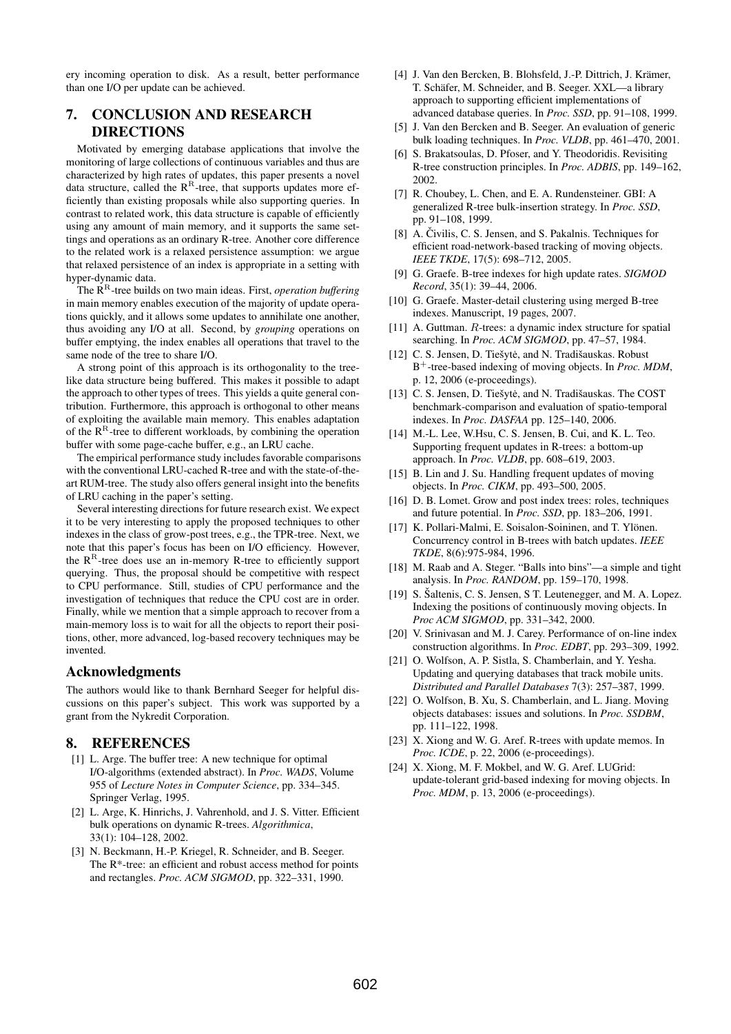ery incoming operation to disk. As a result, better performance than one I/O per update can be achieved.

## 7. CONCLUSION AND RESEARCH DIRECTIONS

Motivated by emerging database applications that involve the monitoring of large collections of continuous variables and thus are characterized by high rates of updates, this paper presents a novel data structure, called the $R^R$-tree, that supports updates more efficiently than existing proposals while also supporting queries. In contrast to related work, this data structure is capable of efficiently using any amount of main memory, and it supports the same settings and operations as an ordinary R-tree. Another core difference to the related work is a relaxed persistence assumption: we argue that relaxed persistence of an index is appropriate in a setting with hyper-dynamic data.

The $R^R$-tree builds on two main ideas. First, *operation buffering* in main memory enables execution of the majority of update operations quickly, and it allows some updates to annihilate one another, thus avoiding any I/O at all. Second, by *grouping* operations on buffer emptying, the index enables all operations that travel to the same node of the tree to share I/O.

A strong point of this approach is its orthogonality to the tree-like data structure being buffered. This makes it possible to adapt the approach to other types of trees. This yields a quite general contribution. Furthermore, this approach is orthogonal to other means of exploiting the available main memory. This enables adaptation of the $R^R$-tree to different workloads, by combining the operation buffer with some page-cache buffer, e.g., an LRU cache.

The empirical performance study includes favorable comparisons with the conventional LRU-cached R-tree and with the state-of-the-art RUM-tree. The study also offers general insight into the benefits of LRU caching in the paper's setting.

Several interesting directions for future research exist. We expect it to be very interesting to apply the proposed techniques to other indexes in the class of grow-post trees, e.g., the TPR-tree. Next, we note that this paper's focus has been on I/O efficiency. However, the $R^R$-tree does use an in-memory R-tree to efficiently support querying. Thus, the proposal should be competitive with respect to CPU performance. Still, studies of CPU performance and the investigation of techniques that reduce the CPU cost are in order. Finally, while we mention that a simple approach to recover from a main-memory loss is to wait for all the objects to report their positions, other, more advanced, log-based recovery techniques may be invented.

### Acknowledgments

The authors would like to thank Bernhard Seeger for helpful discussions on this paper's subject. This work was supported by a grant from the Nykredit Corporation.

## 8. REFERENCES

[1] L. Arge. The buffer tree: A new technique for optimal I/O-algorithms (extended abstract). In *Proc. WADS*, Volume 955 of *Lecture Notes in Computer Science*, pp. 334–345. Springer Verlag, 1995.

[2] L. Arge, K. Hinrichs, J. Vahrenhold, and J. S. Vitter. Efficient bulk operations on dynamic R-trees. *Algorithmica*, 33(1): 104–128, 2002.

[3] N. Beckmann, H.-P. Kriegel, R. Schneider, and B. Seeger. The R*-tree: an efficient and robust access method for points and rectangles. *Proc. ACM SIGMOD*, pp. 322–331, 1990.

[4] J. Van den Bercken, B. Blohsfeld, J.-P. Dittrich, J. Krämer, T. Schäfer, M. Schneider, and B. Seeger. XXL—a library approach to supporting efficient implementations of advanced database queries. In *Proc. SSD*, pp. 91–108, 1999.

[5] J. Van den Bercken and B. Seeger. An evaluation of generic bulk loading techniques. In *Proc. VLDB*, pp. 461–470, 2001.

[6] S. Brakatsoulas, D. Pfoser, and Y. Theodoridis. Revisiting R-tree construction principles. In *Proc. ADBIS*, pp. 149–162, 2002.

[7] R. Choubey, L. Chen, and E. A. Rundensteiner. GBI: A generalized R-tree bulk-insertion strategy. In *Proc. SSD*, pp. 91–108, 1999.

[8] A. Čivilis, C. S. Jensen, and S. Pakalnis. Techniques for efficient road-network-based tracking of moving objects. *IEEE TKDE*, 17(5): 698–712, 2005.

[9] G. Graefe. B-tree indexes for high update rates. *SIGMOD Record*, 35(1): 39–44, 2006.

[10] G. Graefe. Master-detail clustering using merged B-tree indexes. Manuscript, 19 pages, 2007.

[11] A. Guttman. *R*-trees: a dynamic index structure for spatial searching. In *Proc. ACM SIGMOD*, pp. 47–57, 1984.

[12] C. S. Jensen, D. Tiešytė, and N. Tradišauskas. Robust $B^+$-tree-based indexing of moving objects. In *Proc. MDM*, p. 12, 2006 (e-proceedings).

[13] C. S. Jensen, D. Tiešytė, and N. Tradišauskas. The COST benchmark-comparison and evaluation of spatio-temporal indexes. In *Proc. DASFAA* pp. 125–140, 2006.

[14] M.-L. Lee, W.Hsu, C. S. Jensen, B. Cui, and K. L. Teo. Supporting frequent updates in R-trees: a bottom-up approach. In *Proc. VLDB*, pp. 608–619, 2003.

[15] B. Lin and J. Su. Handling frequent updates of moving objects. In *Proc. CIKM*, pp. 493–500, 2005.

[16] D. B. Lomet. Grow and post index trees: roles, techniques and future potential. In *Proc. SSD*, pp. 183–206, 1991.

[17] K. Pollari-Malmi, E. Soisalon-Soininen, and T. Ylönen. Concurrency control in B-trees with batch updates. *IEEE TKDE*, 8(6):975-984, 1996.

[18] M. Raab and A. Steger. "Balls into bins"—a simple and tight analysis. In *Proc. RANDOM*, pp. 159–170, 1998.

[19] S. Šaltenis, C. S. Jensen, S T. Leutenegger, and M. A. Lopez. Indexing the positions of continuously moving objects. In *Proc ACM SIGMOD*, pp. 331–342, 2000.

[20] V. Srinivasan and M. J. Carey. Performance of on-line index construction algorithms. In *Proc. EDBT*, pp. 293–309, 1992.

[21] O. Wolfson, A. P. Sistla, S. Chamberlain, and Y. Yesha. Updating and querying databases that track mobile units. *Distributed and Parallel Databases* 7(3): 257–387, 1999.

[22] O. Wolfson, B. Xu, S. Chamberlain, and L. Jiang. Moving objects databases: issues and solutions. In *Proc. SSDBM*, pp. 111–122, 1998.

[23] X. Xiong and W. G. Aref. R-trees with update memos. In *Proc. ICDE*, p. 22, 2006 (e-proceedings).

[24] X. Xiong, M. F. Mokbel, and W. G. Aref. LUGrid: update-tolerant grid-based indexing for moving objects. In *Proc. MDM*, p. 13, 2006 (e-proceedings).